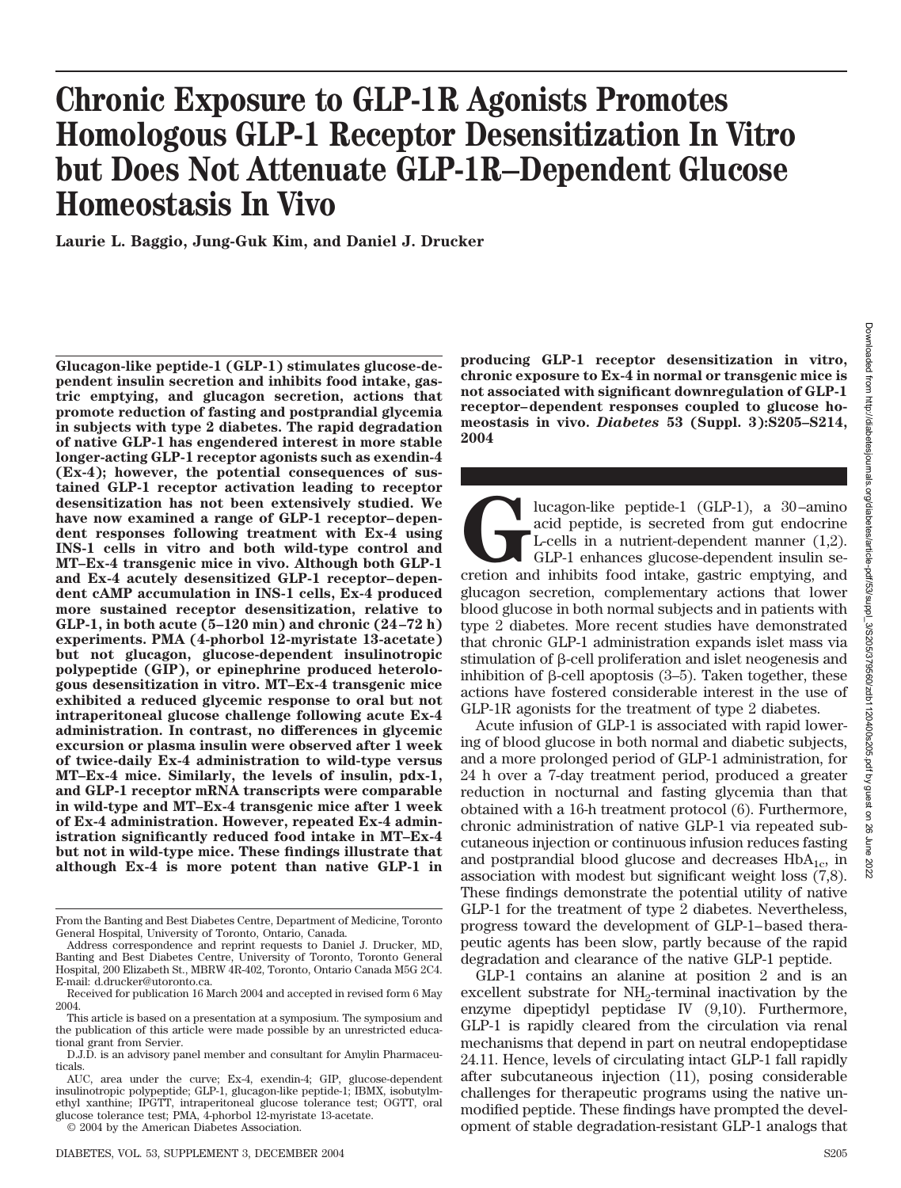# Chronic Exposure to GLP-1R Agonists Promotes Homologous GLP-1 Receptor Desensitization In Vitro but Does Not Attenuate GLP-1R–Dependent Glucose Homeostasis In Vivo

**Laurie L. Baggio, Jung-Guk Kim, and Daniel J. Drucker**

**Glucagon-like peptide-1 (GLP-1) stimulates glucose-dependent insulin secretion and inhibits food intake, gastric emptying, and glucagon secretion, actions that promote reduction of fasting and postprandial glycemia in subjects with type 2 diabetes. The rapid degradation of native GLP-1 has engendered interest in more stable longer-acting GLP-1 receptor agonists such as exendin-4 (Ex-4); however, the potential consequences of sustained GLP-1 receptor activation leading to receptor desensitization has not been extensively studied. We have now examined a range of GLP-1 receptor–dependent responses following treatment with Ex-4 using INS-1 cells in vitro and both wild-type control and MT–Ex-4 transgenic mice in vivo. Although both GLP-1 and Ex-4 acutely desensitized GLP-1 receptor–dependent cAMP accumulation in INS-1 cells, Ex-4 produced more sustained receptor desensitization, relative to GLP-1, in both acute (5–120 min) and chronic (24–72 h) experiments. PMA (4-phorbol 12-myristate 13-acetate) but not glucagon, glucose-dependent insulinotropic polypeptide (GIP), or epinephrine produced heterologous desensitization in vitro. MT–Ex-4 transgenic mice exhibited a reduced glycemic response to oral but not intraperitoneal glucose challenge following acute Ex-4 administration. In contrast, no differences in glycemic excursion or plasma insulin were observed after 1 week of twice-daily Ex-4 administration to wild-type versus MT–Ex-4 mice. Similarly, the levels of insulin, pdx-1, and GLP-1 receptor mRNA transcripts were comparable in wild-type and MT–Ex-4 transgenic mice after 1 week of Ex-4 administration. However, repeated Ex-4 administration significantly reduced food intake in MT–Ex-4 but not in wild-type mice. These findings illustrate that although Ex-4 is more potent than native GLP-1 in producing GLP-1 receptor desensitization in vitro, chronic exposure to Ex-4 in normal or transgenic mice is not associated with significant downregulation of GLP-1 receptor–dependent responses coupled to glucose homeostasis in vivo.** ***Diabetes*** **53 (Suppl. 3):S205–S214, 2004**

Glucagon-like peptide-1 (GLP-1), a 30–amino acid peptide, is secreted from gut endocrine L-cells in a nutrient-dependent manner (1,2). GLP-1 enhances glucose-dependent insulin secretion and inhibits food intake, gastric emptying, and glucagon secretion, complementary actions that lower blood glucose in both normal subjects and in patients with type 2 diabetes. More recent studies have demonstrated that chronic GLP-1 administration expands islet mass via stimulation of β-cell proliferation and islet neogenesis and inhibition of β-cell apoptosis (3–5). Taken together, these actions have fostered considerable interest in the use of GLP-1R agonists for the treatment of type 2 diabetes.

Acute infusion of GLP-1 is associated with rapid lowering of blood glucose in both normal and diabetic subjects, and a more prolonged period of GLP-1 administration, for 24 h over a 7-day treatment period, produced a greater reduction in nocturnal and fasting glycemia than that obtained with a 16-h treatment protocol (6). Furthermore, chronic administration of native GLP-1 via repeated subcutaneous injection or continuous infusion reduces fasting and postprandial blood glucose and decreases $HbA_{1c}$, in association with modest but significant weight loss (7,8). These findings demonstrate the potential utility of native GLP-1 for the treatment of type 2 diabetes. Nevertheless, progress toward the development of GLP-1–based therapeutic agents has been slow, partly because of the rapid degradation and clearance of the native GLP-1 peptide.

GLP-1 contains an alanine at position 2 and is an excellent substrate for $NH_2$-terminal inactivation by the enzyme dipeptidyl peptidase IV (9,10). Furthermore, GLP-1 is rapidly cleared from the circulation via renal mechanisms that depend in part on neutral endopeptidase 24.11. Hence, levels of circulating intact GLP-1 fall rapidly after subcutaneous injection (11), posing considerable challenges for therapeutic programs using the native unmodified peptide. These findings have prompted the development of stable degradation-resistant GLP-1 analogs that

---

From the Banting and Best Diabetes Centre, Department of Medicine, Toronto General Hospital, University of Toronto, Ontario, Canada.

Address correspondence and reprint requests to Daniel J. Drucker, MD, Banting and Best Diabetes Centre, University of Toronto, Toronto General Hospital, 200 Elizabeth St., MBRW 4R-402, Toronto, Ontario Canada M5G 2C4. E-mail: d.drucker@utoronto.ca.

Received for publication 16 March 2004 and accepted in revised form 6 May 2004.

This article is based on a presentation at a symposium. The symposium and the publication of this article were made possible by an unrestricted educational grant from Servier.

D.J.D. is an advisory panel member and consultant for Amylin Pharmaceuticals.

AUC, area under the curve; Ex-4, exendin-4; GIP, glucose-dependent insulinotropic polypeptide; GLP-1, glucagon-like peptide-1; IBMX, isobutylmethyl xanthine; IPGTT, intraperitoneal glucose tolerance test; OGTT, oral glucose tolerance test; PMA, 4-phorbol 12-myristate 13-acetate.

© 2004 by the American Diabetes Association.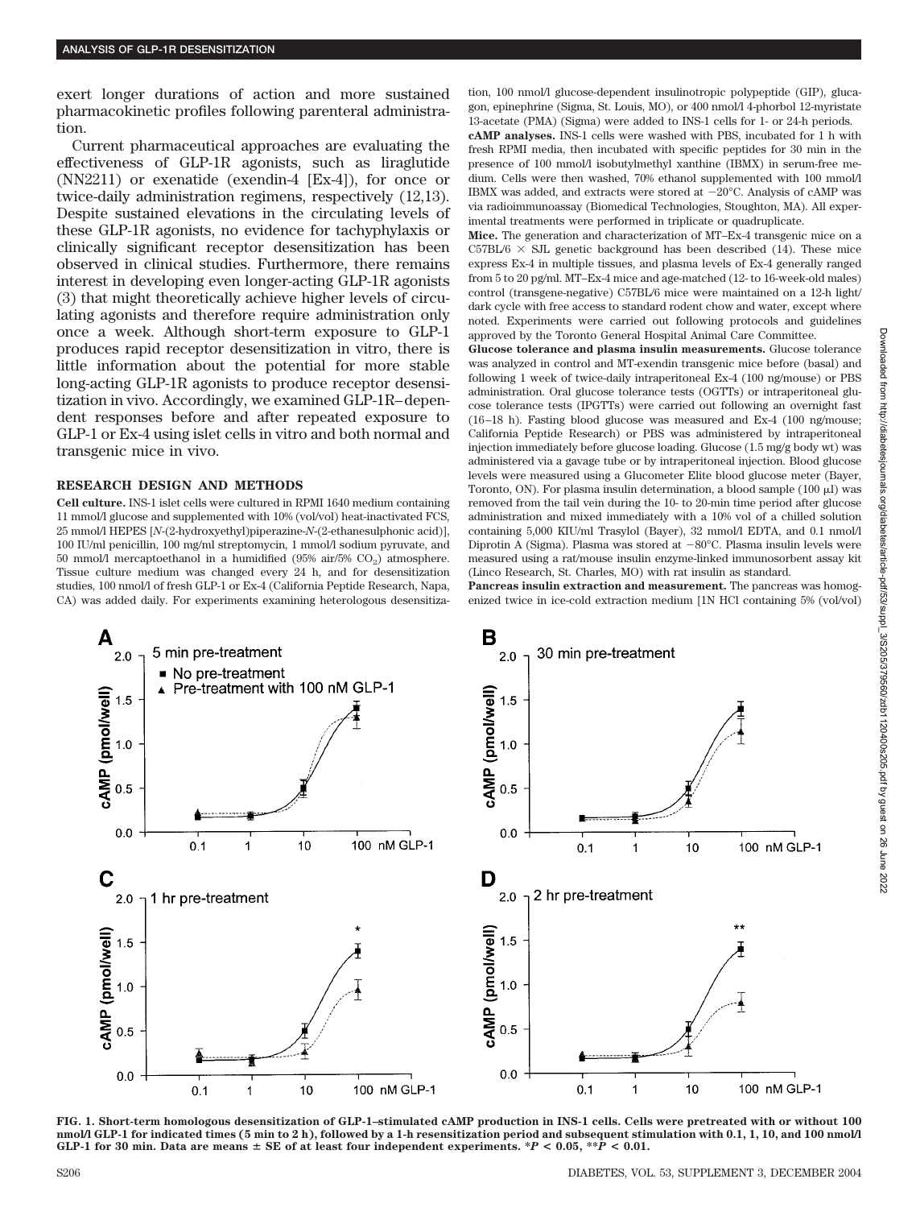exert longer durations of action and more sustained pharmacokinetic profiles following parenteral administration.

Current pharmaceutical approaches are evaluating the effectiveness of GLP-1R agonists, such as liraglutide (NN2211) or exenatide (exendin-4 [Ex-4]), for once or twice-daily administration regimens, respectively (12,13). Despite sustained elevations in the circulating levels of these GLP-1R agonists, no evidence for tachyphylaxis or clinically significant receptor desensitization has been observed in clinical studies. Furthermore, there remains interest in developing even longer-acting GLP-1R agonists (3) that might theoretically achieve higher levels of circulating agonists and therefore require administration only once a week. Although short-term exposure to GLP-1 produces rapid receptor desensitization in vitro, there is little information about the potential for more stable long-acting GLP-1R agonists to produce receptor desensitization in vivo. Accordingly, we examined GLP-1R–dependent responses before and after repeated exposure to GLP-1 or Ex-4 using islet cells in vitro and both normal and transgenic mice in vivo.

## RESEARCH DESIGN AND METHODS

**Cell culture.** INS-1 islet cells were cultured in RPMI 1640 medium containing 11 mmol/l glucose and supplemented with 10% (vol/vol) heat-inactivated FCS, 25 mmol/l HEPES [*N*-(2-hydroxyethyl)piperazine-*N*-(2-ethanesulfonic acid)], 100 IU/ml penicillin, 100 mg/ml streptomycin, 1 mmol/l sodium pyruvate, and 50 mmol/l mercaptoethanol in a humidified (95% air/5% $CO_2$) atmosphere. Tissue culture medium was changed every 24 h, and for desensitization studies, 100 nmol/l of fresh GLP-1 or Ex-4 (California Peptide Research, Napa, CA) was added daily. For experiments examining heterologous desensitization, 100 nmol/l glucose-dependent insulinotropic polypeptide (GIP), glucagon, epinephrine (Sigma, St. Louis, MO), or 400 nmol/l 4-phorbol 12-myristate 13-acetate (PMA) (Sigma) were added to INS-1 cells for 1- or 24-h periods.

**cAMP analyses.** INS-1 cells were washed with PBS, incubated for 1 h with fresh RPMI media, then incubated with specific peptides for 30 min in the presence of 100 mmol/l isobutylmethyl xanthine (IBMX) in serum-free medium. Cells were then washed, 70% ethanol supplemented with 100 mmol/l IBMX was added, and extracts were stored at −20°C. Analysis of cAMP was via radioimmunoassay (Biomedical Technologies, Stoughton, MA). All experimental treatments were performed in triplicate or quadruplicate.

**Mice.** The generation and characterization of MT–Ex-4 transgenic mice on a C57BL/6 × SJL genetic background has been described (14). These mice express Ex-4 in multiple tissues, and plasma levels of Ex-4 generally ranged from 5 to 20 pg/ml. MT–Ex-4 mice and age-matched (12- to 16-week-old males) control (transgene-negative) C57BL/6 mice were maintained on a 12-h light/dark cycle with free access to standard rodent chow and water, except where noted. Experiments were carried out following protocols and guidelines approved by the Toronto General Hospital Animal Care Committee.

**Glucose tolerance and plasma insulin measurements.** Glucose tolerance was analyzed in control and MT-exendin transgenic mice before (basal) and following 1 week of twice-daily intraperitoneal Ex-4 (100 ng/mouse) or PBS administration. Oral glucose tolerance tests (OGTTs) or intraperitoneal glucose tolerance tests (IPGTTs) were carried out following an overnight fast (16–18 h). Fasting blood glucose was measured and Ex-4 (100 ng/mouse; California Peptide Research) or PBS was administered by intraperitoneal injection immediately before glucose loading. Glucose (1.5 mg/g body wt) was administered via a gavage tube or by intraperitoneal injection. Blood glucose levels were measured using a Glucometer Elite blood glucose meter (Bayer, Toronto, ON). For plasma insulin determination, a blood sample (100 μl) was removed from the tail vein during the 10- to 20-min time period after glucose administration and mixed immediately with a 10% vol of a chilled solution containing 5,000 KIU/ml Trasylol (Bayer), 32 mmol/l EDTA, and 0.1 nmol/l Diprotin A (Sigma). Plasma was stored at −80°C. Plasma insulin levels were measured using a rat/mouse insulin enzyme-linked immunosorbent assay kit (Linco Research, St. Charles, MO) with rat insulin as standard.

**Pancreas insulin extraction and measurement.** The pancreas was homogenized twice in ice-cold extraction medium [1N HCl containing 5% (vol/vol)

FIG. 1. Short-term homologous desensitization of GLP-1–stimulated cAMP production in INS-1 cells. Cells were pretreated with or without 100 nmol/l GLP-1 for indicated times (5 min to 2 h), followed by a 1-h resensitization period and subsequent stimulation with 0.1, 1, 10, and 100 nmol/l GLP-1 for 30 min. Data are means ± SE of at least four independent experiments. \*$P < 0.05$, \*\*$P < 0.01$.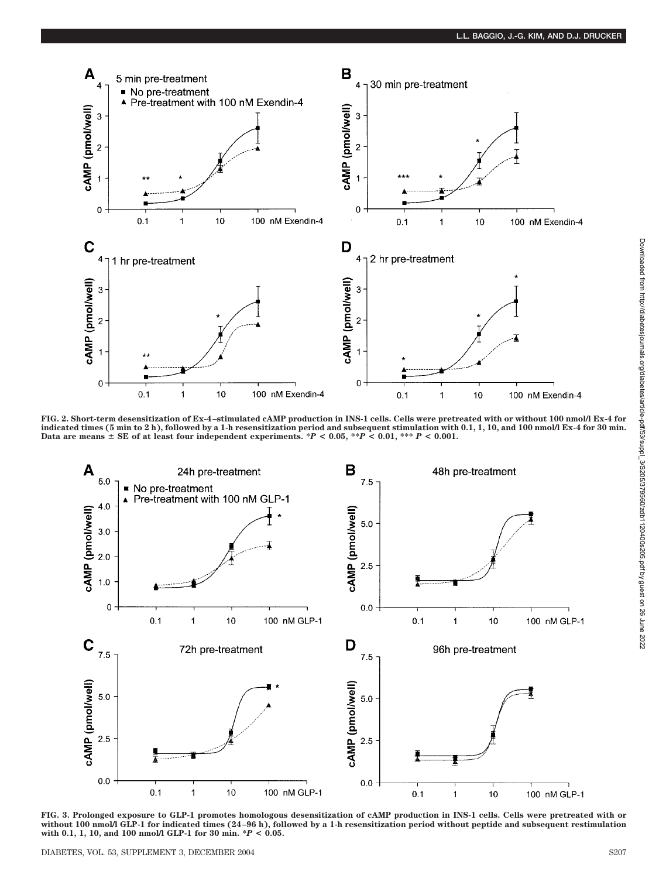FIG. 2. Short-term desensitization of Ex-4–stimulated cAMP production in INS-1 cells. Cells were pretreated with or without 100 nmol/l Ex-4 for indicated times (5 min to 2 h), followed by a 1-h resensitization period and subsequent stimulation with 0.1, 1, 10, and 100 nmol/l Ex-4 for 30 min. Data are means ± SE of at least four independent experiments. *$P < 0.05$, **$P < 0.01$, *** $P < 0.001$.

FIG. 3. Prolonged exposure to GLP-1 promotes homologous desensitization of cAMP production in INS-1 cells. Cells were pretreated with or without 100 nmol/l GLP-1 for indicated times (24–96 h), followed by a 1-h resensitization period without peptide and subsequent restimulation with 0.1, 1, 10, and 100 nmol/l GLP-1 for 30 min. *$P < 0.05$.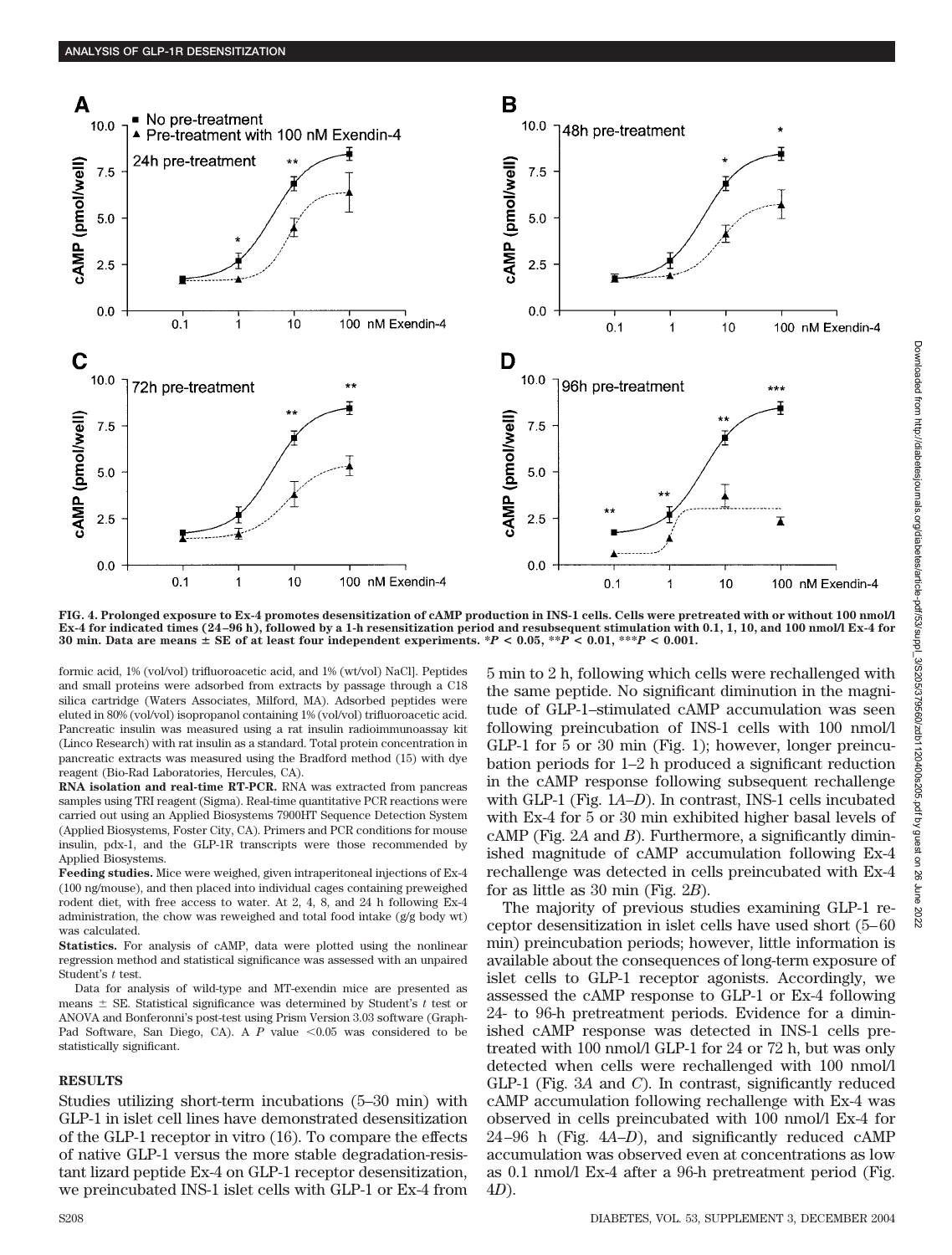**FIG. 4. Prolonged exposure to Ex-4 promotes desensitization of cAMP production in INS-1 cells. Cells were pretreated with or without 100 nmol/l Ex-4 for indicated times (24–96 h), followed by a 1-h resensitization period and resubsequent stimulation with 0.1, 1, 10, and 100 nmol/l Ex-4 for 30 min. Data are means ± SE of at least four independent experiments. \*$P < 0.05$, \*\*$P < 0.01$, \*\*\*$P < 0.001$.**

formic acid, 1% (vol/vol) trifluoroacetic acid, and 1% (wt/vol) NaCl]. Peptides and small proteins were adsorbed from extracts by passage through a C18 silica cartridge (Waters Associates, Milford, MA). Adsorbed peptides were eluted in 80% (vol/vol) isopropanol containing 1% (vol/vol) trifluoroacetic acid. Pancreatic insulin was measured using a rat insulin radioimmunoassay kit (Linco Research) with rat insulin as a standard. Total protein concentration in pancreatic extracts was measured using the Bradford method (15) with dye reagent (Bio-Rad Laboratories, Hercules, CA).

**RNA isolation and real-time RT-PCR.** RNA was extracted from pancreas samples using TRI reagent (Sigma). Real-time quantitative PCR reactions were carried out using an Applied Biosystems 7900HT Sequence Detection System (Applied Biosystems, Foster City, CA). Primers and PCR conditions for mouse insulin, pdx-1, and the GLP-1R transcripts were those recommended by Applied Biosystems.

**Feeding studies.** Mice were weighed, given intraperitoneal injections of Ex-4 (100 ng/mouse), and then placed into individual cages containing preweighed rodent diet, with free access to water. At 2, 4, 8, and 24 h following Ex-4 administration, the chow was reweighed and total food intake (g/g body wt) was calculated.

**Statistics.** For analysis of cAMP, data were plotted using the nonlinear regression method and statistical significance was assessed with an unpaired Student's *t* test.

Data for analysis of wild-type and MT-exendin mice are presented as means ± SE. Statistical significance was determined by Student's *t* test or ANOVA and Bonferonni's post-test using Prism Version 3.03 software (GraphPad Software, San Diego, CA). A *P* value <0.05 was considered to be statistically significant.

## RESULTS

Studies utilizing short-term incubations (5–30 min) with GLP-1 in islet cell lines have demonstrated desensitization of the GLP-1 receptor in vitro (16). To compare the effects of native GLP-1 versus the more stable degradation-resistant lizard peptide Ex-4 on GLP-1 receptor desensitization, we preincubated INS-1 islet cells with GLP-1 or Ex-4 from 5 min to 2 h, following which cells were rechallenged with the same peptide. No significant diminution in the magnitude of GLP-1–stimulated cAMP accumulation was seen following preincubation of INS-1 cells with 100 nmol/l GLP-1 for 5 or 30 min (Fig. 1); however, longer preincubation periods for 1–2 h produced a significant reduction in the cAMP response following subsequent rechallenge with GLP-1 (Fig. 1*A–D*). In contrast, INS-1 cells incubated with Ex-4 for 5 or 30 min exhibited higher basal levels of cAMP (Fig. 2*A* and *B*). Furthermore, a significantly diminished magnitude of cAMP accumulation following Ex-4 rechallenge was detected in cells preincubated with Ex-4 for as little as 30 min (Fig. 2*B*).

The majority of previous studies examining GLP-1 receptor desensitization in islet cells have used short (5–60 min) preincubation periods; however, little information is available about the consequences of long-term exposure of islet cells to GLP-1 receptor agonists. Accordingly, we assessed the cAMP response to GLP-1 or Ex-4 following 24- to 96-h pretreatment periods. Evidence for a diminished cAMP response was detected in INS-1 cells pretreated with 100 nmol/l GLP-1 for 24 or 72 h, but was only detected when cells were rechallenged with 100 nmol/l GLP-1 (Fig. 3*A* and *C*). In contrast, significantly reduced cAMP accumulation following rechallenge with Ex-4 was observed in cells preincubated with 100 nmol/l Ex-4 for 24–96 h (Fig. 4*A–D*), and significantly reduced cAMP accumulation was observed even at concentrations as low as 0.1 nmol/l Ex-4 after a 96-h pretreatment period (Fig. 4*D*).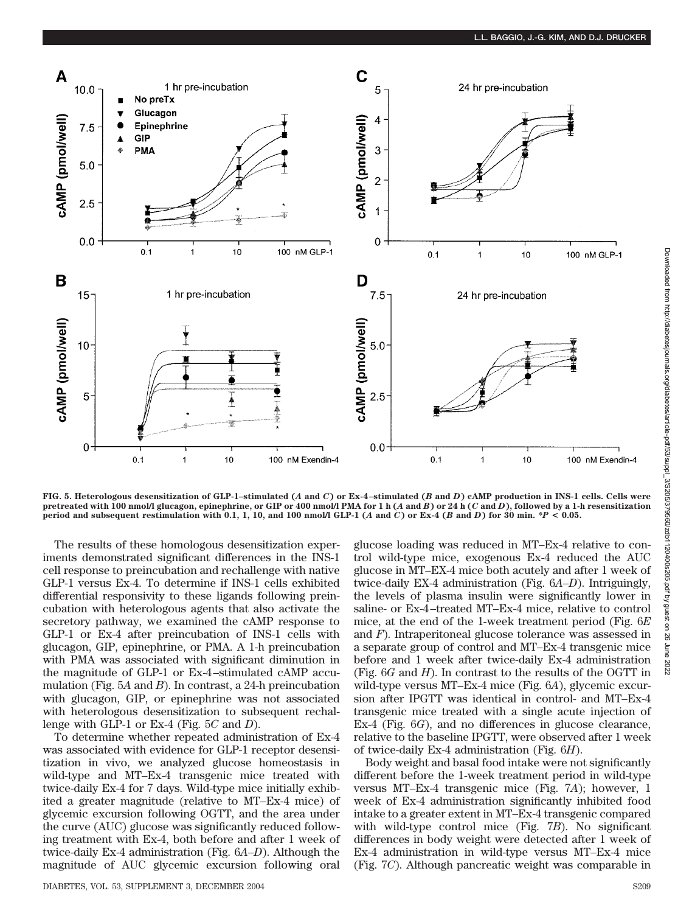**FIG. 5. Heterologous desensitization of GLP-1–stimulated (*A* and *C*) or Ex-4–stimulated (*B* and *D*) cAMP production in INS-1 cells. Cells were pretreated with 100 nmol/l glucagon, epinephrine, or GIP or 400 nmol/l PMA for 1 h (*A* and *B*) or 24 h (*C* and *D*), followed by a 1-h resensitization period and subsequent restimulation with 0.1, 1, 10, and 100 nmol/l GLP-1 (*A* and *C*) or Ex-4 (*B* and *D*) for 30 min. *$P < 0.05$.**

The results of these homologous desensitization experiments demonstrated significant differences in the INS-1 cell response to preincubation and rechallenge with native GLP-1 versus Ex-4. To determine if INS-1 cells exhibited differential responsivity to these ligands following preincubation with heterologous agents that also activate the secretory pathway, we examined the cAMP response to GLP-1 or Ex-4 after preincubation of INS-1 cells with glucagon, GIP, epinephrine, or PMA. A 1-h preincubation with PMA was associated with significant diminution in the magnitude of GLP-1 or Ex-4–stimulated cAMP accumulation (Fig. 5*A* and *B*). In contrast, a 24-h preincubation with glucagon, GIP, or epinephrine was not associated with heterologous desensitization to subsequent rechallenge with GLP-1 or Ex-4 (Fig. 5*C* and *D*).

To determine whether repeated administration of Ex-4 was associated with evidence for GLP-1 receptor desensitization in vivo, we analyzed glucose homeostasis in wild-type and MT–Ex-4 transgenic mice treated with twice-daily Ex-4 for 7 days. Wild-type mice initially exhibited a greater magnitude (relative to MT–Ex-4 mice) of glycemic excursion following OGTT, and the area under the curve (AUC) glucose was significantly reduced following treatment with Ex-4, both before and after 1 week of twice-daily Ex-4 administration (Fig. 6*A*–*D*). Although the magnitude of AUC glycemic excursion following oral glucose loading was reduced in MT–Ex-4 relative to control wild-type mice, exogenous Ex-4 reduced the AUC glucose in MT–EX-4 mice both acutely and after 1 week of twice-daily EX-4 administration (Fig. 6*A*–*D*). Intriguingly, the levels of plasma insulin were significantly lower in saline- or Ex-4–treated MT–Ex-4 mice, relative to control mice, at the end of the 1-week treatment period (Fig. 6*E* and *F*). Intraperitoneal glucose tolerance was assessed in a separate group of control and MT–Ex-4 transgenic mice before and 1 week after twice-daily Ex-4 administration (Fig. 6*G* and *H*). In contrast to the results of the OGTT in wild-type versus MT–Ex-4 mice (Fig. 6*A*), glycemic excursion after IPGTT was identical in control- and MT–Ex-4 transgenic mice treated with a single acute injection of Ex-4 (Fig. 6*G*), and no differences in glucose clearance, relative to the baseline IPGTT, were observed after 1 week of twice-daily Ex-4 administration (Fig. 6*H*).

Body weight and basal food intake were not significantly different before the 1-week treatment period in wild-type versus MT–Ex-4 transgenic mice (Fig. 7*A*); however, 1 week of Ex-4 administration significantly inhibited food intake to a greater extent in MT–Ex-4 transgenic compared with wild-type control mice (Fig. 7*B*). No significant differences in body weight were detected after 1 week of Ex-4 administration in wild-type versus MT–Ex-4 mice (Fig. 7*C*). Although pancreatic weight was comparable in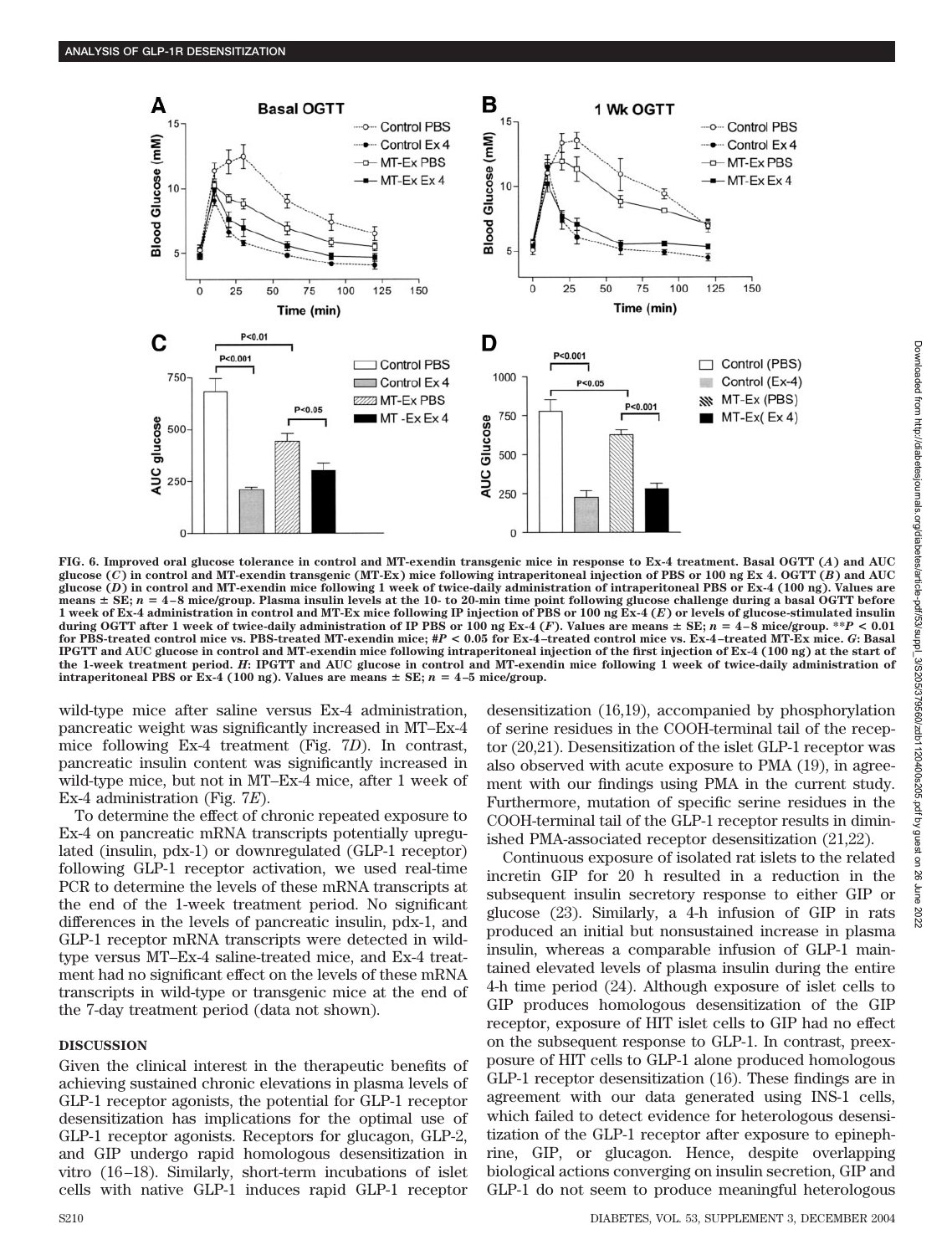FIG. 6. Improved oral glucose tolerance in control and MT-exendin transgenic mice in response to Ex-4 treatment. Basal OGTT (*A*) and AUC glucose (*C*) in control and MT-exendin transgenic (MT-Ex) mice following intraperitoneal injection of PBS or 100 ng Ex 4. OGTT (*B*) and AUC glucose (*D*) in control and MT-exendin mice following 1 week of twice-daily administration of intraperitoneal PBS or Ex-4 (100 ng). Values are means ± SE; $n = 4$–8 mice/group. Plasma insulin levels at the 10- to 20-min time point following glucose challenge during a basal OGTT before 1 week of Ex-4 administration in control and MT-Ex mice following IP injection of PBS or 100 ng Ex-4 (*E*) or levels of glucose-stimulated insulin during OGTT after 1 week of twice-daily administration of IP PBS or 100 ng Ex-4 (*F*). Values are means ± SE; $n = 4$–8 mice/group. \*\*$P < 0.01$ for PBS-treated control mice vs. PBS-treated MT-exendin mice; #$P < 0.05$ for Ex-4–treated control mice vs. Ex-4–treated MT-Ex mice. *G*: Basal IPGTT and AUC glucose in control and MT-exendin mice following intraperitoneal injection of the first injection of Ex-4 (100 ng) at the start of the 1-week treatment period. *H*: IPGTT and AUC glucose in control and MT-exendin mice following 1 week of twice-daily administration of intraperitoneal PBS or Ex-4 (100 ng). Values are means ± SE; $n = 4$–5 mice/group.

wild-type mice after saline versus Ex-4 administration, pancreatic weight was significantly increased in MT–Ex-4 mice following Ex-4 treatment (Fig. 7*D*). In contrast, pancreatic insulin content was significantly increased in wild-type mice, but not in MT–Ex-4 mice, after 1 week of Ex-4 administration (Fig. 7*E*).

To determine the effect of chronic repeated exposure to Ex-4 on pancreatic mRNA transcripts potentially upregulated (insulin, pdx-1) or downregulated (GLP-1 receptor) following GLP-1 receptor activation, we used real-time PCR to determine the levels of these mRNA transcripts at the end of the 1-week treatment period. No significant differences in the levels of pancreatic insulin, pdx-1, and GLP-1 receptor mRNA transcripts were detected in wild-type versus MT–Ex-4 saline-treated mice, and Ex-4 treatment had no significant effect on the levels of these mRNA transcripts in wild-type or transgenic mice at the end of the 7-day treatment period (data not shown).

## DISCUSSION

Given the clinical interest in the therapeutic benefits of achieving sustained chronic elevations in plasma levels of GLP-1 receptor agonists, the potential for GLP-1 receptor desensitization has implications for the optimal use of GLP-1 receptor agonists. Receptors for glucagon, GLP-2, and GIP undergo rapid homologous desensitization in vitro (16–18). Similarly, short-term incubations of islet cells with native GLP-1 induces rapid GLP-1 receptor desensitization (16,19), accompanied by phosphorylation of serine residues in the COOH-terminal tail of the receptor (20,21). Desensitization of the islet GLP-1 receptor was also observed with acute exposure to PMA (19), in agreement with our findings using PMA in the current study. Furthermore, mutation of specific serine residues in the COOH-terminal tail of the GLP-1 receptor results in diminished PMA-associated receptor desensitization (21,22).

Continuous exposure of isolated rat islets to the related incretin GIP for 20 h resulted in a reduction in the subsequent insulin secretory response to either GIP or glucose (23). Similarly, a 4-h infusion of GIP in rats produced an initial but nonsustained increase in plasma insulin, whereas a comparable infusion of GLP-1 maintained elevated levels of plasma insulin during the entire 4-h time period (24). Although exposure of islet cells to GIP produces homologous desensitization of the GIP receptor, exposure of HIT islet cells to GIP had no effect on the subsequent response to GLP-1. In contrast, preexposure of HIT cells to GLP-1 alone produced homologous GLP-1 receptor desensitization (16). These findings are in agreement with our data generated using INS-1 cells, which failed to detect evidence for heterologous desensitization of the GLP-1 receptor after exposure to epinephrine, GIP, or glucagon. Hence, despite overlapping biological actions converging on insulin secretion, GIP and GLP-1 do not seem to produce meaningful heterologous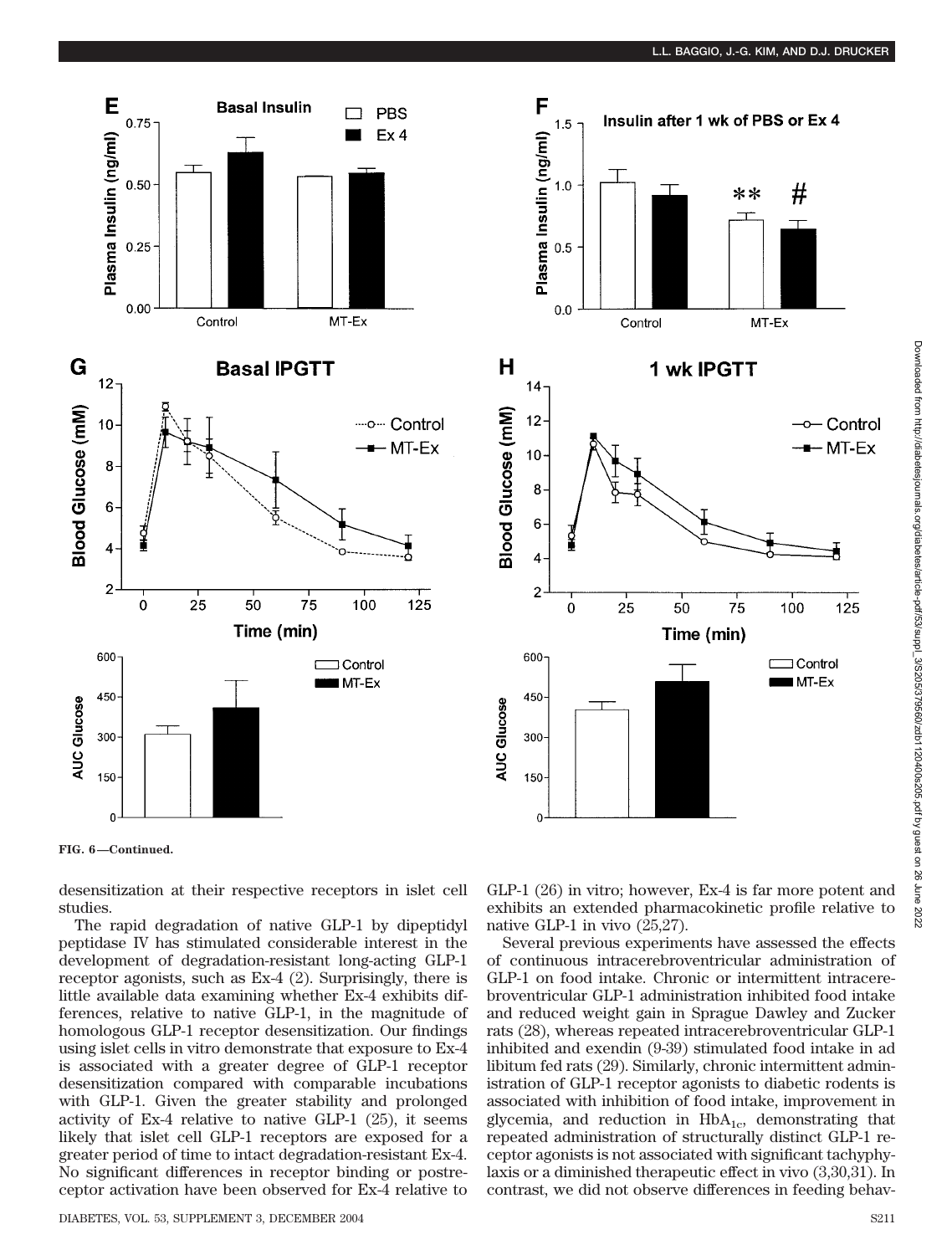FIG. 6—Continued.

desensitization at their respective receptors in islet cell studies.

The rapid degradation of native GLP-1 by dipeptidyl peptidase IV has stimulated considerable interest in the development of degradation-resistant long-acting GLP-1 receptor agonists, such as Ex-4 (2). Surprisingly, there is little available data examining whether Ex-4 exhibits differences, relative to native GLP-1, in the magnitude of homologous GLP-1 receptor desensitization. Our findings using islet cells in vitro demonstrate that exposure to Ex-4 is associated with a greater degree of GLP-1 receptor desensitization compared with comparable incubations with GLP-1. Given the greater stability and prolonged activity of Ex-4 relative to native GLP-1 (25), it seems likely that islet cell GLP-1 receptors are exposed for a greater period of time to intact degradation-resistant Ex-4. No significant differences in receptor binding or postreceptor activation have been observed for Ex-4 relative to GLP-1 (26) in vitro; however, Ex-4 is far more potent and exhibits an extended pharmacokinetic profile relative to native GLP-1 in vivo (25,27).

Several previous experiments have assessed the effects of continuous intracerebroventricular administration of GLP-1 on food intake. Chronic or intermittent intracerebroventricular GLP-1 administration inhibited food intake and reduced weight gain in Sprague Dawley and Zucker rats (28), whereas repeated intracerebroventricular GLP-1 inhibited and exendin (9-39) stimulated food intake in ad libitum fed rats (29). Similarly, chronic intermittent administration of GLP-1 receptor agonists to diabetic rodents is associated with inhibition of food intake, improvement in glycemia, and reduction in $HbA_{1c}$, demonstrating that repeated administration of structurally distinct GLP-1 receptor agonists is not associated with significant tachyphylaxis or a diminished therapeutic effect in vivo (3,30,31). In contrast, we did not observe differences in feeding behav-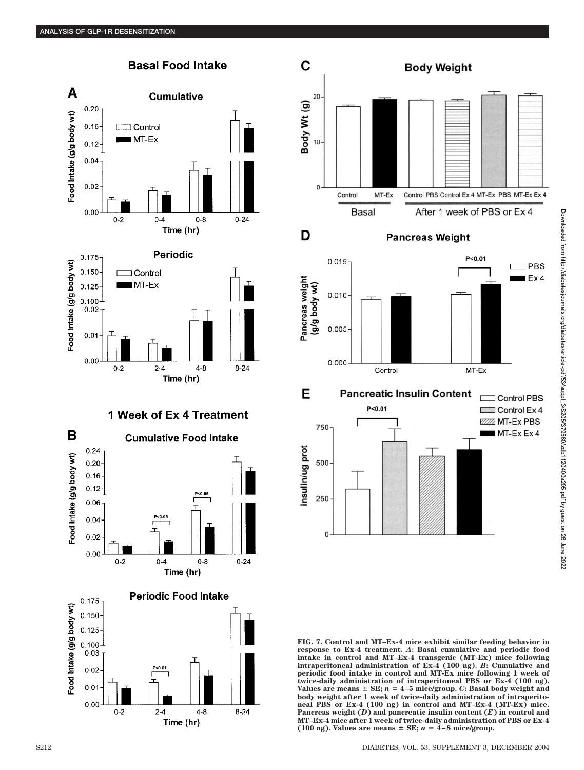FIG. 7. Control and MT–Ex-4 mice exhibit similar feeding behavior in response to Ex-4 treatment. *A*: Basal cumulative and periodic food intake in control and MT–Ex-4 transgenic (MT-Ex) mice following intraperitoneal administration of Ex-4 (100 ng). *B*: Cumulative and periodic food intake in control and MT-Ex mice following 1 week of twice-daily administration of intraperitoneal PBS or Ex-4 (100 ng). Values are means ± SE; $n$ = 4–5 mice/group. *C*: Basal body weight and body weight after 1 week of twice-daily administration of intraperitoneal PBS or Ex-4 (100 ng) in control and MT–Ex-4 (MT-Ex) mice. Pancreas weight (*D*) and pancreatic insulin content (*E*) in control and MT–Ex-4 mice after 1 week of twice-daily administration of PBS or Ex-4 (100 ng). Values are means ± SE; $n$ = 4–8 mice/group.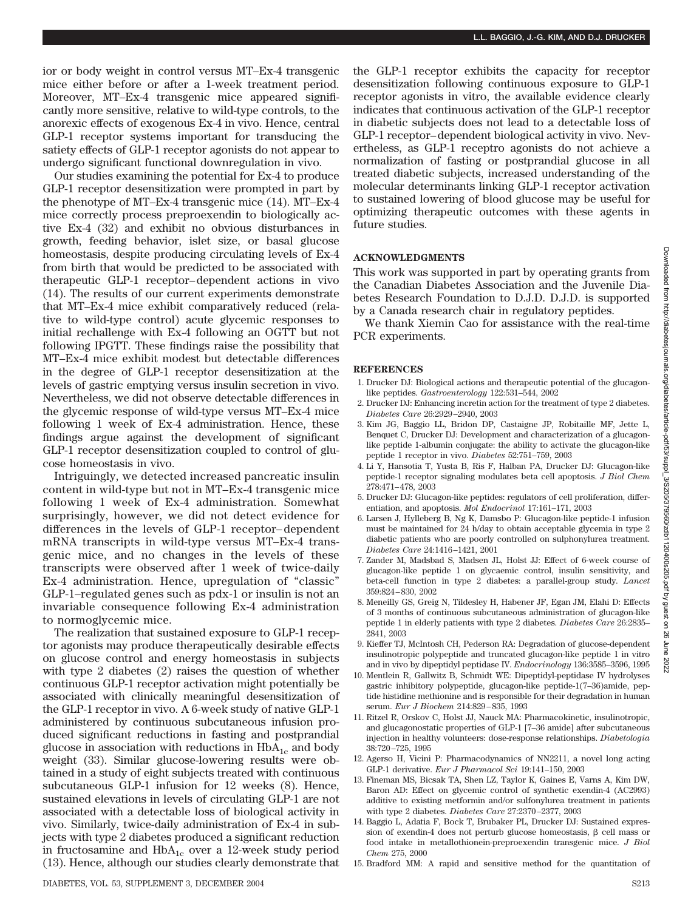ior or body weight in control versus MT–Ex-4 transgenic mice either before or after a 1-week treatment period. Moreover, MT–Ex-4 transgenic mice appeared significantly more sensitive, relative to wild-type controls, to the anorexic effects of exogenous Ex-4 in vivo. Hence, central GLP-1 receptor systems important for transducing the satiety effects of GLP-1 receptor agonists do not appear to undergo significant functional downregulation in vivo.

Our studies examining the potential for Ex-4 to produce GLP-1 receptor desensitization were prompted in part by the phenotype of MT–Ex-4 transgenic mice (14). MT–Ex-4 mice correctly process preproexendin to biologically active Ex-4 (32) and exhibit no obvious disturbances in growth, feeding behavior, islet size, or basal glucose homeostasis, despite producing circulating levels of Ex-4 from birth that would be predicted to be associated with therapeutic GLP-1 receptor–dependent actions in vivo (14). The results of our current experiments demonstrate that MT–Ex-4 mice exhibit comparatively reduced (relative to wild-type control) acute glycemic responses to initial rechallenge with Ex-4 following an OGTT but not following IPGTT. These findings raise the possibility that MT–Ex-4 mice exhibit modest but detectable differences in the degree of GLP-1 receptor desensitization at the levels of gastric emptying versus insulin secretion in vivo. Nevertheless, we did not observe detectable differences in the glycemic response of wild-type versus MT–Ex-4 mice following 1 week of Ex-4 administration. Hence, these findings argue against the development of significant GLP-1 receptor desensitization coupled to control of glucose homeostasis in vivo.

Intriguingly, we detected increased pancreatic insulin content in wild-type but not in MT–Ex-4 transgenic mice following 1 week of Ex-4 administration. Somewhat surprisingly, however, we did not detect evidence for differences in the levels of GLP-1 receptor–dependent mRNA transcripts in wild-type versus MT–Ex-4 transgenic mice, and no changes in the levels of these transcripts were observed after 1 week of twice-daily Ex-4 administration. Hence, upregulation of "classic" GLP-1–regulated genes such as pdx-1 or insulin is not an invariable consequence following Ex-4 administration to normoglycemic mice.

The realization that sustained exposure to GLP-1 receptor agonists may produce therapeutically desirable effects on glucose control and energy homeostasis in subjects with type 2 diabetes (2) raises the question of whether continuous GLP-1 receptor activation might potentially be associated with clinically meaningful desensitization of the GLP-1 receptor in vivo. A 6-week study of native GLP-1 administered by continuous subcutaneous infusion produced significant reductions in fasting and postprandial glucose in association with reductions in $HbA_{1c}$ and body weight (33). Similar glucose-lowering results were obtained in a study of eight subjects treated with continuous subcutaneous GLP-1 infusion for 12 weeks (8). Hence, sustained elevations in levels of circulating GLP-1 are not associated with a detectable loss of biological activity in vivo. Similarly, twice-daily administration of Ex-4 in subjects with type 2 diabetes produced a significant reduction in fructosamine and $HbA_{1c}$ over a 12-week study period (13). Hence, although our studies clearly demonstrate that the GLP-1 receptor exhibits the capacity for receptor desensitization following continuous exposure to GLP-1 receptor agonists in vitro, the available evidence clearly indicates that continuous activation of the GLP-1 receptor in diabetic subjects does not lead to a detectable loss of GLP-1 receptor–dependent biological activity in vivo. Nevertheless, as GLP-1 receptro agonists do not achieve a normalization of fasting or postprandial glucose in all treated diabetic subjects, increased understanding of the molecular determinants linking GLP-1 receptor activation to sustained lowering of blood glucose may be useful for optimizing therapeutic outcomes with these agents in future studies.

## ACKNOWLEDGMENTS

This work was supported in part by operating grants from the Canadian Diabetes Association and the Juvenile Diabetes Research Foundation to D.J.D. D.J.D. is supported by a Canada research chair in regulatory peptides.

We thank Xiemin Cao for assistance with the real-time PCR experiments.

## REFERENCES

1. Drucker DJ: Biological actions and therapeutic potential of the glucagon-like peptides. *Gastroenterology* 122:531–544, 2002
2. Drucker DJ: Enhancing incretin action for the treatment of type 2 diabetes. *Diabetes Care* 26:2929–2940, 2003
3. Kim JG, Baggio LL, Bridon DP, Castaigne JP, Robitaille MF, Jette L, Benquet C, Drucker DJ: Development and characterization of a glucagon-like peptide 1-albumin conjugate: the ability to activate the glucagon-like peptide 1 receptor in vivo. *Diabetes* 52:751–759, 2003
4. Li Y, Hansotia T, Yusta B, Ris F, Halban PA, Drucker DJ: Glucagon-like peptide-1 receptor signaling modulates beta cell apoptosis. *J Biol Chem* 278:471–478, 2003
5. Drucker DJ: Glucagon-like peptides: regulators of cell proliferation, differentiation, and apoptosis. *Mol Endocrinol* 17:161–171, 2003
6. Larsen J, Hylleberg B, Ng K, Damsbo P: Glucagon-like peptide-1 infusion must be maintained for 24 h/day to obtain acceptable glycemia in type 2 diabetic patients who are poorly controlled on sulphonylurea treatment. *Diabetes Care* 24:1416–1421, 2001
7. Zander M, Madsbad S, Madsen JL, Holst JJ: Effect of 6-week course of glucagon-like peptide 1 on glycaemic control, insulin sensitivity, and beta-cell function in type 2 diabetes: a parallel-group study. *Lancet* 359:824–830, 2002
8. Meneilly GS, Greig N, Tildesley H, Habener JF, Egan JM, Elahi D: Effects of 3 months of continuous subcutaneous administration of glucagon-like peptide 1 in elderly patients with type 2 diabetes. *Diabetes Care* 26:2835–2841, 2003
9. Kieffer TJ, McIntosh CH, Pederson RA: Degradation of glucose-dependent insulinotropic polypeptide and truncated glucagon-like peptide 1 in vitro and in vivo by dipeptidyl peptidase IV. *Endocrinology* 136:3585–3596, 1995
10. Mentlein R, Gallwitz B, Schmidt WE: Dipeptidyl-peptidase IV hydrolyses gastric inhibitory polypeptide, glucagon-like peptide-1(7–36)amide, peptide histidine methionine and is responsible for their degradation in human serum. *Eur J Biochem* 214:829–835, 1993
11. Ritzel R, Orskov C, Holst JJ, Nauck MA: Pharmacokinetic, insulinotropic, and glucagonostatic properties of GLP-1 [7–36 amide] after subcutaneous injection in healthy volunteers: dose-response relationships. *Diabetologia* 38:720–725, 1995
12. Agerso H, Vicini P: Pharmacodynamics of NN2211, a novel long acting GLP-1 derivative. *Eur J Pharmacol Sci* 19:141–150, 2003
13. Fineman MS, Bicsak TA, Shen LZ, Taylor K, Gaines E, Varns A, Kim DW, Baron AD: Effect on glycemic control of synthetic exendin-4 (AC2993) additive to existing metformin and/or sulfonylurea treatment in patients with type 2 diabetes. *Diabetes Care* 27:2370–2377, 2003
14. Baggio L, Adatia F, Bock T, Brubaker PL, Drucker DJ: Sustained expression of exendin-4 does not perturb glucose homeostasis, β cell mass or food intake in metallothionein-preproexendin transgenic mice. *J Biol Chem* 275, 2000
15. Bradford MM: A rapid and sensitive method for the quantitation of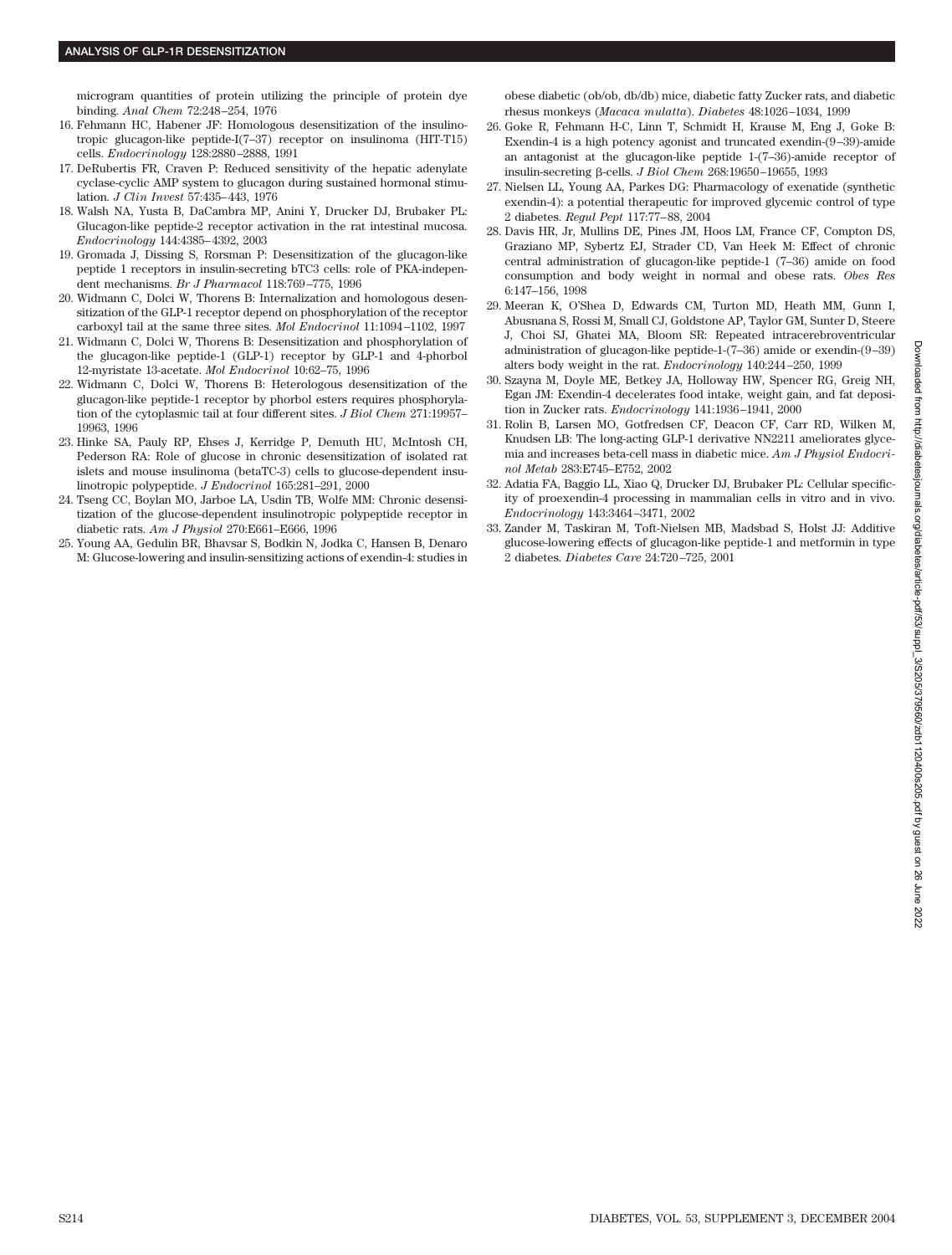microgram quantities of protein utilizing the principle of protein dye binding. *Anal Chem* 72:248–254, 1976

16. Fehmann HC, Habener JF: Homologous desensitization of the insulinotropic glucagon-like peptide-I(7–37) receptor on insulinoma (HIT-T15) cells. *Endocrinology* 128:2880–2888, 1991
17. DeRubertis FR, Craven P: Reduced sensitivity of the hepatic adenylate cyclase-cyclic AMP system to glucagon during sustained hormonal stimulation. *J Clin Invest* 57:435–443, 1976
18. Walsh NA, Yusta B, DaCambra MP, Anini Y, Drucker DJ, Brubaker PL: Glucagon-like peptide-2 receptor activation in the rat intestinal mucosa. *Endocrinology* 144:4385–4392, 2003
19. Gromada J, Dissing S, Rorsman P: Desensitization of the glucagon-like peptide 1 receptors in insulin-secreting bTC3 cells: role of PKA-independent mechanisms. *Br J Pharmacol* 118:769–775, 1996
20. Widmann C, Dolci W, Thorens B: Internalization and homologous desensitization of the GLP-1 receptor depend on phosphorylation of the receptor carboxyl tail at the same three sites. *Mol Endocrinol* 11:1094–1102, 1997
21. Widmann C, Dolci W, Thorens B: Desensitization and phosphorylation of the glucagon-like peptide-1 (GLP-1) receptor by GLP-1 and 4-phorbol 12-myristate 13-acetate. *Mol Endocrinol* 10:62–75, 1996
22. Widmann C, Dolci W, Thorens B: Heterologous desensitization of the glucagon-like peptide-1 receptor by phorbol esters requires phosphorylation of the cytoplasmic tail at four different sites. *J Biol Chem* 271:19957–19963, 1996
23. Hinke SA, Pauly RP, Ehses J, Kerridge P, Demuth HU, McIntosh CH, Pederson RA: Role of glucose in chronic desensitization of isolated rat islets and mouse insulinoma (betaTC-3) cells to glucose-dependent insulinotropic polypeptide. *J Endocrinol* 165:281–291, 2000
24. Tseng CC, Boylan MO, Jarboe LA, Usdin TB, Wolfe MM: Chronic desensitization of the glucose-dependent insulinotropic polypeptide receptor in diabetic rats. *Am J Physiol* 270:E661–E666, 1996
25. Young AA, Gedulin BR, Bhavsar S, Bodkin N, Jodka C, Hansen B, Denaro M: Glucose-lowering and insulin-sensitizing actions of exendin-4: studies in obese diabetic (ob/ob, db/db) mice, diabetic fatty Zucker rats, and diabetic rhesus monkeys (*Macaca mulatta*). *Diabetes* 48:1026–1034, 1999
26. Goke R, Fehmann H-C, Linn T, Schmidt H, Krause M, Eng J, Goke B: Exendin-4 is a high potency agonist and truncated exendin-(9–39)-amide an antagonist at the glucagon-like peptide 1-(7–36)-amide receptor of insulin-secreting β-cells. *J Biol Chem* 268:19650–19655, 1993
27. Nielsen LL, Young AA, Parkes DG: Pharmacology of exenatide (synthetic exendin-4): a potential therapeutic for improved glycemic control of type 2 diabetes. *Regul Pept* 117:77–88, 2004
28. Davis HR, Jr, Mullins DE, Pines JM, Hoos LM, France CF, Compton DS, Graziano MP, Sybertz EJ, Strader CD, Van Heek M: Effect of chronic central administration of glucagon-like peptide-1 (7–36) amide on food consumption and body weight in normal and obese rats. *Obes Res* 6:147–156, 1998
29. Meeran K, O'Shea D, Edwards CM, Turton MD, Heath MM, Gunn I, Abusnana S, Rossi M, Small CJ, Goldstone AP, Taylor GM, Sunter D, Steere J, Choi SJ, Ghatei MA, Bloom SR: Repeated intracerebroventricular administration of glucagon-like peptide-1-(7–36) amide or exendin-(9–39) alters body weight in the rat. *Endocrinology* 140:244–250, 1999
30. Szayna M, Doyle ME, Betkey JA, Holloway HW, Spencer RG, Greig NH, Egan JM: Exendin-4 decelerates food intake, weight gain, and fat deposition in Zucker rats. *Endocrinology* 141:1936–1941, 2000
31. Rolin B, Larsen MO, Gotfredsen CF, Deacon CF, Carr RD, Wilken M, Knudsen LB: The long-acting GLP-1 derivative NN2211 ameliorates glycemia and increases beta-cell mass in diabetic mice. *Am J Physiol Endocrinol Metab* 283:E745–E752, 2002
32. Adatia FA, Baggio LL, Xiao Q, Drucker DJ, Brubaker PL: Cellular specificity of proexendin-4 processing in mammalian cells in vitro and in vivo. *Endocrinology* 143:3464–3471, 2002
33. Zander M, Taskiran M, Toft-Nielsen MB, Madsbad S, Holst JJ: Additive glucose-lowering effects of glucagon-like peptide-1 and metformin in type 2 diabetes. *Diabetes Care* 24:720–725, 2001